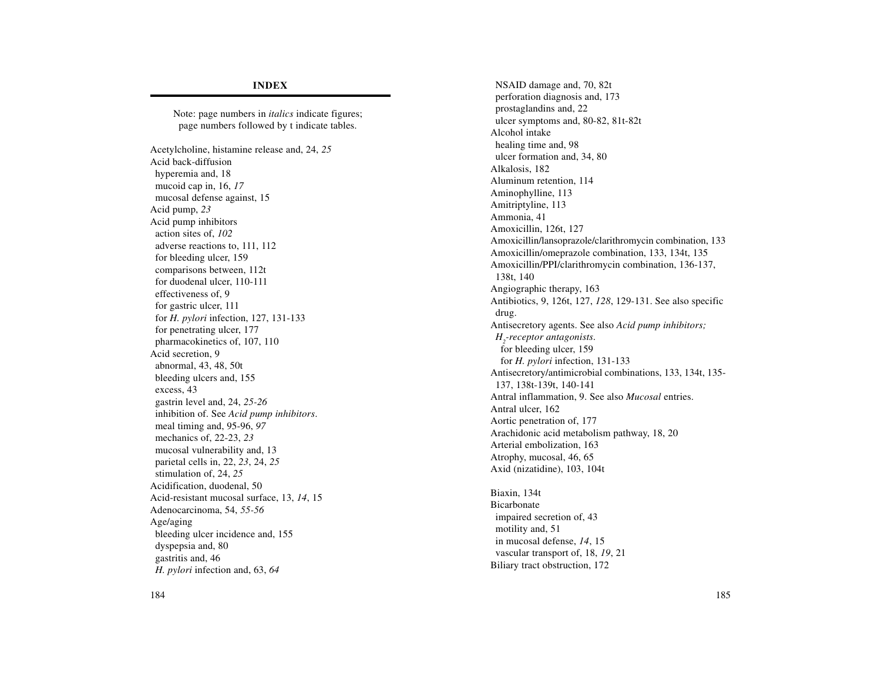# INDEX

Note: page numbers in *italics* indicate figures; page numbers followed by t indicate tables.

Acetylcholine, histamine release and, 24, *25*
Acid back-diffusion
  hyperemia and, 18
  mucoid cap in, 16, *17*
  mucosal defense against, 15
Acid pump, *23*
Acid pump inhibitors
  action sites of, *102*
  adverse reactions to, 111, 112
  for bleeding ulcer, 159
  comparisons between, 112t
  for duodenal ulcer, 110-111
  effectiveness of, 9
  for gastric ulcer, 111
  for *H. pylori* infection, 127, 131-133
  for penetrating ulcer, 177
  pharmacokinetics of, 107, 110
Acid secretion, 9
  abnormal, 43, 48, 50t
  bleeding ulcers and, 155
  excess, 43
  gastrin level and, 24, *25-26*
  inhibition of. See *Acid pump inhibitors*.
  meal timing and, 95-96, *97*
  mechanics of, 22-23, *23*
  mucosal vulnerability and, 13
  parietal cells in, 22, *23*, 24, *25*
  stimulation of, 24, *25*
Acidification, duodenal, 50
Acid-resistant mucosal surface, 13, *14*, 15
Adenocarcinoma, 54, *55-56*
Age/aging
  bleeding ulcer incidence and, 155
  dyspepsia and, 80
  gastritis and, 46
  *H. pylori* infection and, 63, *64*
  NSAID damage and, 70, 82t
  perforation diagnosis and, 173
  prostaglandins and, 22
  ulcer symptoms and, 80-82, 81t-82t
Alcohol intake
  healing time and, 98
  ulcer formation and, 34, 80
Alkalosis, 182
Aluminum retention, 114
Aminophylline, 113
Amitriptyline, 113
Ammonia, 41
Amoxicillin, 126t, 127
Amoxicillin/lansoprazole/clarithromycin combination, 133
Amoxicillin/omeprazole combination, 133, 134t, 135
Amoxicillin/PPI/clarithromycin combination, 136-137, 138t, 140
Angiographic therapy, 163
Antibiotics, 9, 126t, 127, *128*, 129-131. See also specific drug.
Antisecretory agents. See also *Acid pump inhibitors; $H_2$-receptor antagonists*.
    for bleeding ulcer, 159
    for *H. pylori* infection, 131-133
Antisecretory/antimicrobial combinations, 133, 134t, 135-137, 138t-139t, 140-141
Antral inflammation, 9. See also *Mucosal* entries.
Antral ulcer, 162
Aortic penetration of, 177
Arachidonic acid metabolism pathway, 18, 20
Arterial embolization, 163
Atrophy, mucosal, 46, 65
Axid (nizatidine), 103, 104t

Biaxin, 134t
Bicarbonate
  impaired secretion of, 43
  motility and, 51
  in mucosal defense, *14*, 15
  vascular transport of, 18, *19*, 21
Biliary tract obstruction, 172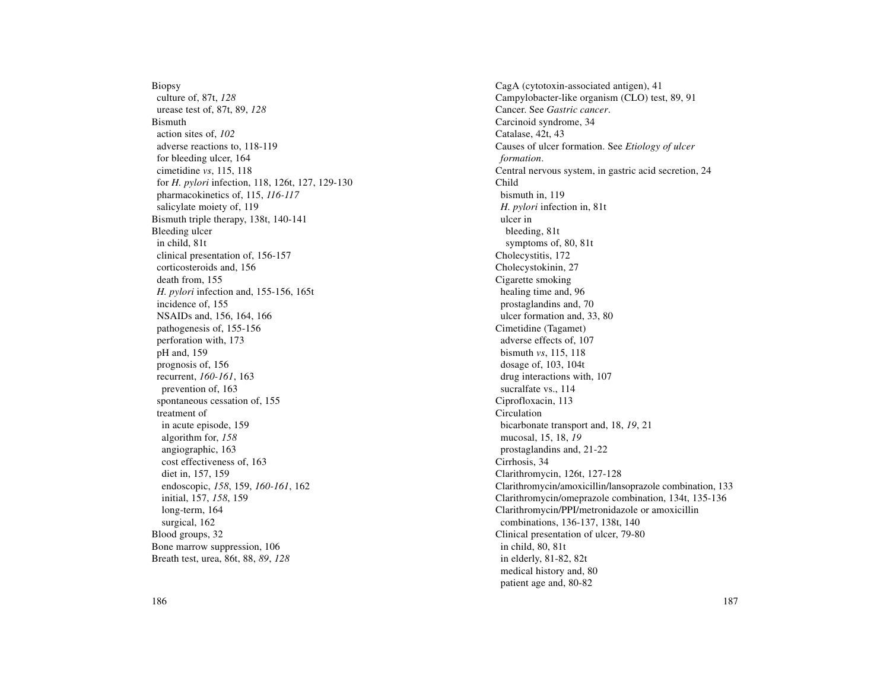Biopsy
  culture of, 87t, *128*
  urease test of, 87t, 89, *128*
Bismuth
  action sites of, *102*
  adverse reactions to, 118-119
  for bleeding ulcer, 164
  cimetidine *vs*, 115, 118
  for *H. pylori* infection, 118, 126t, 127, 129-130
  pharmacokinetics of, 115, *116-117*
  salicylate moiety of, 119
Bismuth triple therapy, 138t, 140-141
Bleeding ulcer
  in child, 81t
  clinical presentation of, 156-157
  corticosteroids and, 156
  death from, 155
  *H. pylori* infection and, 155-156, 165t
  incidence of, 155
  NSAIDs and, 156, 164, 166
  pathogenesis of, 155-156
  perforation with, 173
  pH and, 159
  prognosis of, 156
  recurrent, *160-161*, 163
    prevention of, 163
  spontaneous cessation of, 155
  treatment of
    in acute episode, 159
    algorithm for, *158*
    angiographic, 163
    cost effectiveness of, 163
    diet in, 157, 159
    endoscopic, *158*, 159, *160-161*, 162
    initial, 157, *158*, 159
    long-term, 164
    surgical, 162
Blood groups, 32
Bone marrow suppression, 106
Breath test, urea, 86t, 88, *89*, *128*

CagA (cytotoxin-associated antigen), 41
Campylobacter-like organism (CLO) test, 89, 91
Cancer. See *Gastric cancer*.
Carcinoid syndrome, 34
Catalase, 42t, 43
Causes of ulcer formation. See *Etiology of ulcer formation*.
Central nervous system, in gastric acid secretion, 24
Child
  bismuth in, 119
  *H. pylori* infection in, 81t
  ulcer in
    bleeding, 81t
    symptoms of, 80, 81t
Cholecystitis, 172
Cholecystokinin, 27
Cigarette smoking
  healing time and, 96
  prostaglandins and, 70
  ulcer formation and, 33, 80
Cimetidine (Tagamet)
  adverse effects of, 107
  bismuth *vs*, 115, 118
  dosage of, 103, 104t
  drug interactions with, 107
  sucralfate vs., 114
Ciprofloxacin, 113
Circulation
  bicarbonate transport and, 18, *19*, 21
  mucosal, 15, 18, *19*
  prostaglandins and, 21-22
Cirrhosis, 34
Clarithromycin, 126t, 127-128
Clarithromycin/amoxicillin/lansoprazole combination, 133
Clarithromycin/omeprazole combination, 134t, 135-136
Clarithromycin/PPI/metronidazole or amoxicillin combinations, 136-137, 138t, 140
Clinical presentation of ulcer, 79-80
  in child, 80, 81t
  in elderly, 81-82, 82t
  medical history and, 80
  patient age and, 80-82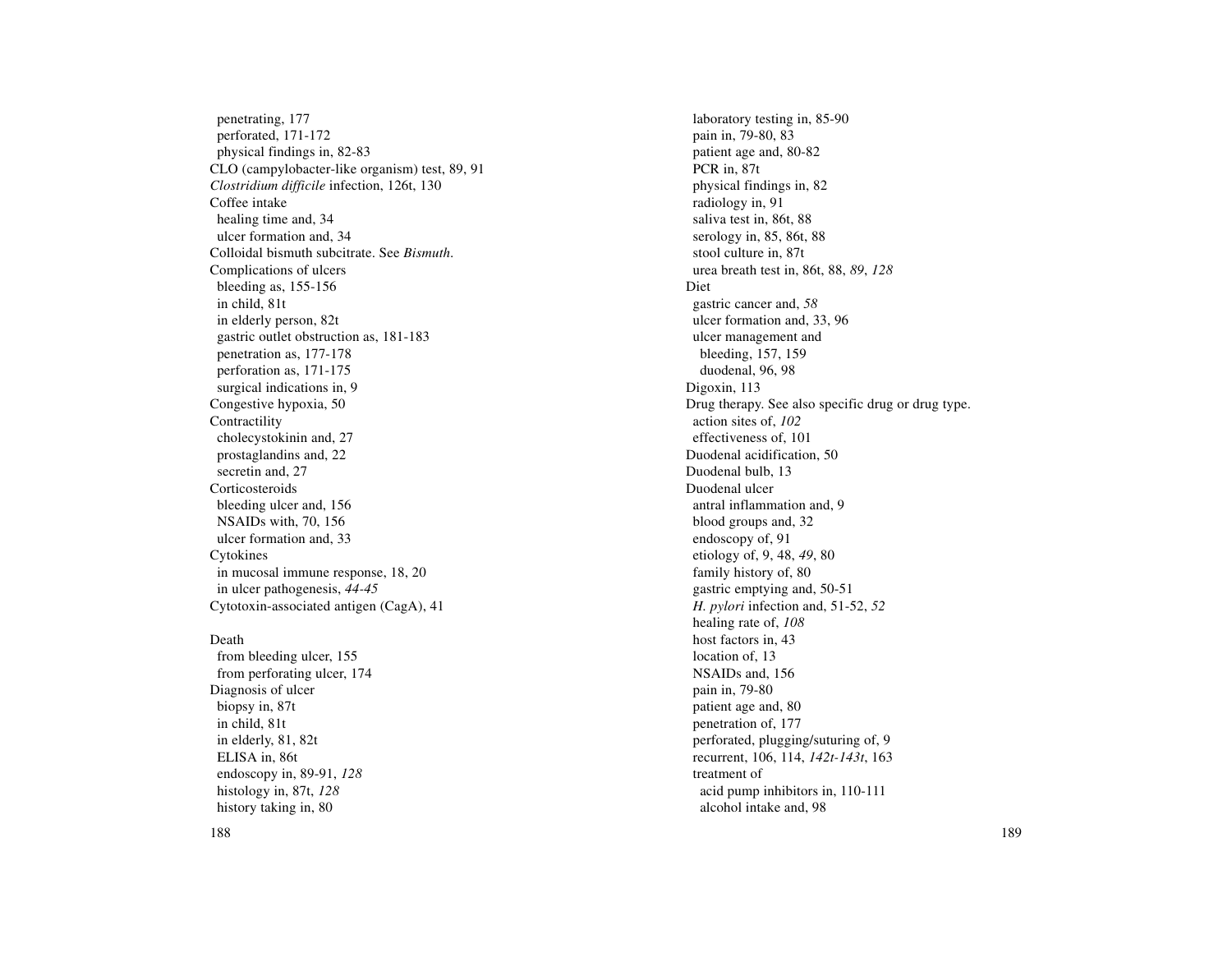penetrating, 177
  perforated, 171-172
  physical findings in, 82-83
CLO (campylobacter-like organism) test, 89, 91
*Clostridium difficile* infection, 126t, 130
Coffee intake
  healing time and, 34
  ulcer formation and, 34
Colloidal bismuth subcitrate. See *Bismuth*.
Complications of ulcers
  bleeding as, 155-156
  in child, 81t
  in elderly person, 82t
  gastric outlet obstruction as, 181-183
  penetration as, 177-178
  perforation as, 171-175
  surgical indications in, 9
Congestive hypoxia, 50
Contractility
  cholecystokinin and, 27
  prostaglandins and, 22
  secretin and, 27
Corticosteroids
  bleeding ulcer and, 156
  NSAIDs with, 70, 156
  ulcer formation and, 33
Cytokines
  in mucosal immune response, 18, 20
  in ulcer pathogenesis, *44-45*
Cytotoxin-associated antigen (CagA), 41

Death
  from bleeding ulcer, 155
  from perforating ulcer, 174
Diagnosis of ulcer
  biopsy in, 87t
  in child, 81t
  in elderly, 81, 82t
  ELISA in, 86t
  endoscopy in, 89-91, *128*
  histology in, 87t, *128*
  history taking in, 80
  laboratory testing in, 85-90
  pain in, 79-80, 83
  patient age and, 80-82
  PCR in, 87t
  physical findings in, 82
  radiology in, 91
  saliva test in, 86t, 88
  serology in, 85, 86t, 88
  stool culture in, 87t
  urea breath test in, 86t, 88, *89*, *128*
Diet
  gastric cancer and, *58*
  ulcer formation and, 33, 96
  ulcer management and
    bleeding, 157, 159
    duodenal, 96, 98
Digoxin, 113
Drug therapy. See also specific drug or drug type.
  action sites of, *102*
  effectiveness of, 101
Duodenal acidification, 50
Duodenal bulb, 13
Duodenal ulcer
  antral inflammation and, 9
  blood groups and, 32
  endoscopy of, 91
  etiology of, 9, 48, *49*, 80
  family history of, 80
  gastric emptying and, 50-51
  *H. pylori* infection and, 51-52, *52*
  healing rate of, *108*
  host factors in, 43
  location of, 13
  NSAIDs and, 156
  pain in, 79-80
  patient age and, 80
  penetration of, 177
  perforated, plugging/suturing of, 9
  recurrent, 106, 114, *142t-143t*, 163
  treatment of
    acid pump inhibitors in, 110-111
    alcohol intake and, 98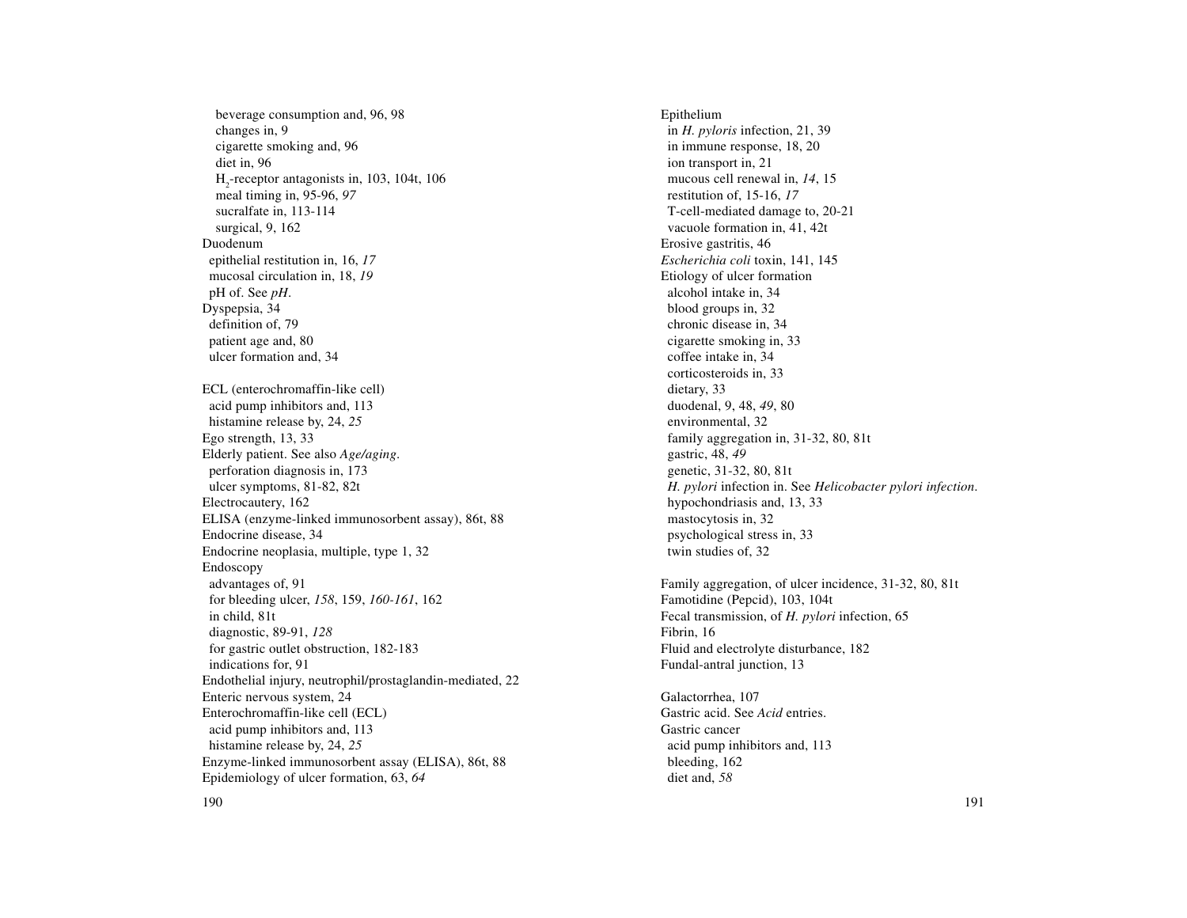beverage consumption and, 96, 98
changes in, 9
cigarette smoking and, 96
diet in, 96
$H_2$-receptor antagonists in, 103, 104t, 106
meal timing in, 95-96, *97*
sucralfate in, 113-114
surgical, 9, 162

Duodenum
- epithelial restitution in, 16, *17*
- mucosal circulation in, 18, *19*
- pH of. See *pH*.

Dyspepsia, 34
- definition of, 79
- patient age and, 80
- ulcer formation and, 34

ECL (enterochromaffin-like cell)
- acid pump inhibitors and, 113
- histamine release by, 24, *25*

Ego strength, 13, 33

Elderly patient. See also *Age/aging*.
- perforation diagnosis in, 173
- ulcer symptoms, 81-82, 82t

Electrocautery, 162

ELISA (enzyme-linked immunosorbent assay), 86t, 88

Endocrine disease, 34

Endocrine neoplasia, multiple, type 1, 32

Endoscopy
- advantages of, 91
- for bleeding ulcer, *158*, 159, *160-161*, 162
- in child, 81t
- diagnostic, 89-91, *128*
- for gastric outlet obstruction, 182-183
- indications for, 91

Endothelial injury, neutrophil/prostaglandin-mediated, 22

Enteric nervous system, 24

Enterochromaffin-like cell (ECL)
- acid pump inhibitors and, 113
- histamine release by, 24, *25*

Enzyme-linked immunosorbent assay (ELISA), 86t, 88

Epidemiology of ulcer formation, 63, *64*

Epithelium
- in *H. pyloris* infection, 21, 39
- in immune response, 18, 20
- ion transport in, 21
- mucous cell renewal in, *14*, 15
- restitution of, 15-16, *17*
- T-cell-mediated damage to, 20-21
- vacuole formation in, 41, 42t

Erosive gastritis, 46

*Escherichia coli* toxin, 141, 145

Etiology of ulcer formation
- alcohol intake in, 34
- blood groups in, 32
- chronic disease in, 34
- cigarette smoking in, 33
- coffee intake in, 34
- corticosteroids in, 33
- dietary, 33
- duodenal, 9, 48, *49*, 80
- environmental, 32
- family aggregation in, 31-32, 80, 81t
- gastric, 48, *49*
- genetic, 31-32, 80, 81t
- *H. pylori* infection in. See *Helicobacter pylori infection*.
- hypochondriasis and, 13, 33
- mastocytosis in, 32
- psychological stress in, 33
- twin studies of, 32

Family aggregation, of ulcer incidence, 31-32, 80, 81t

Famotidine (Pepcid), 103, 104t

Fecal transmission, of *H. pylori* infection, 65

Fibrin, 16

Fluid and electrolyte disturbance, 182

Fundal-antral junction, 13

Galactorrhea, 107

Gastric acid. See *Acid* entries.

Gastric cancer
- acid pump inhibitors and, 113
- bleeding, 162
- diet and, *58*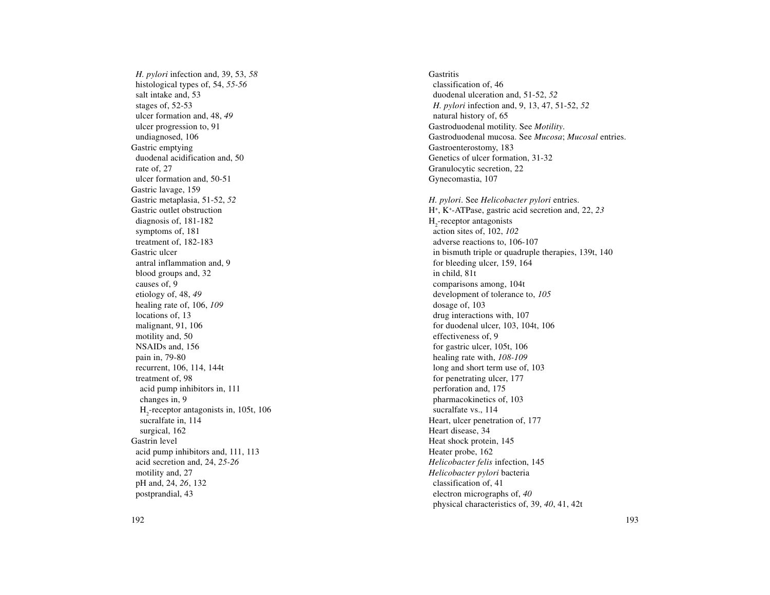*H. pylori* infection and, 39, 53, *58*
  histological types of, 54, *55-56*
  salt intake and, 53
  stages of, 52-53
  ulcer formation and, 48, *49*
  ulcer progression to, 91
  undiagnosed, 106
Gastric emptying
  duodenal acidification and, 50
  rate of, 27
  ulcer formation and, 50-51
Gastric lavage, 159
Gastric metaplasia, 51-52, *52*
Gastric outlet obstruction
  diagnosis of, 181-182
  symptoms of, 181
  treatment of, 182-183
Gastric ulcer
  antral inflammation and, 9
  blood groups and, 32
  causes of, 9
  etiology of, 48, *49*
  healing rate of, 106, *109*
  locations of, 13
  malignant, 91, 106
  motility and, 50
  NSAIDs and, 156
  pain in, 79-80
  recurrent, 106, 114, 144t
  treatment of, 98
    acid pump inhibitors in, 111
    changes in, 9
    $H_2$-receptor antagonists in, 105t, 106
    sucralfate in, 114
    surgical, 162
Gastrin level
  acid pump inhibitors and, 111, 113
  acid secretion and, 24, *25-26*
  motility and, 27
  pH and, 24, *26*, 132
  postprandial, 43

Gastritis
  classification of, 46
  duodenal ulceration and, 51-52, *52*
  *H. pylori* infection and, 9, 13, 47, 51-52, *52*
  natural history of, 65
Gastroduodenal motility. See *Motility*.
Gastroduodenal mucosa. See *Mucosa*; *Mucosal* entries.
Gastroenterostomy, 183
Genetics of ulcer formation, 31-32
Granulocytic secretion, 22
Gynecomastia, 107

*H. pylori*. See *Helicobacter pylori* entries.
$H^+$, $K^+$-ATPase, gastric acid secretion and, 22, *23*
$H_2$-receptor antagonists
  action sites of, 102, *102*
  adverse reactions to, 106-107
  in bismuth triple or quadruple therapies, 139t, 140
  for bleeding ulcer, 159, 164
  in child, 81t
  comparisons among, 104t
  development of tolerance to, *105*
  dosage of, 103
  drug interactions with, 107
  for duodenal ulcer, 103, 104t, 106
  effectiveness of, 9
  for gastric ulcer, 105t, 106
  healing rate with, *108-109*
  long and short term use of, 103
  for penetrating ulcer, 177
  perforation and, 175
  pharmacokinetics of, 103
  sucralfate vs., 114
Heart, ulcer penetration of, 177
Heart disease, 34
Heat shock protein, 145
Heater probe, 162
*Helicobacter felis* infection, 145
*Helicobacter pylori* bacteria
  classification of, 41
  electron micrographs of, *40*
  physical characteristics of, 39, *40*, 41, 42t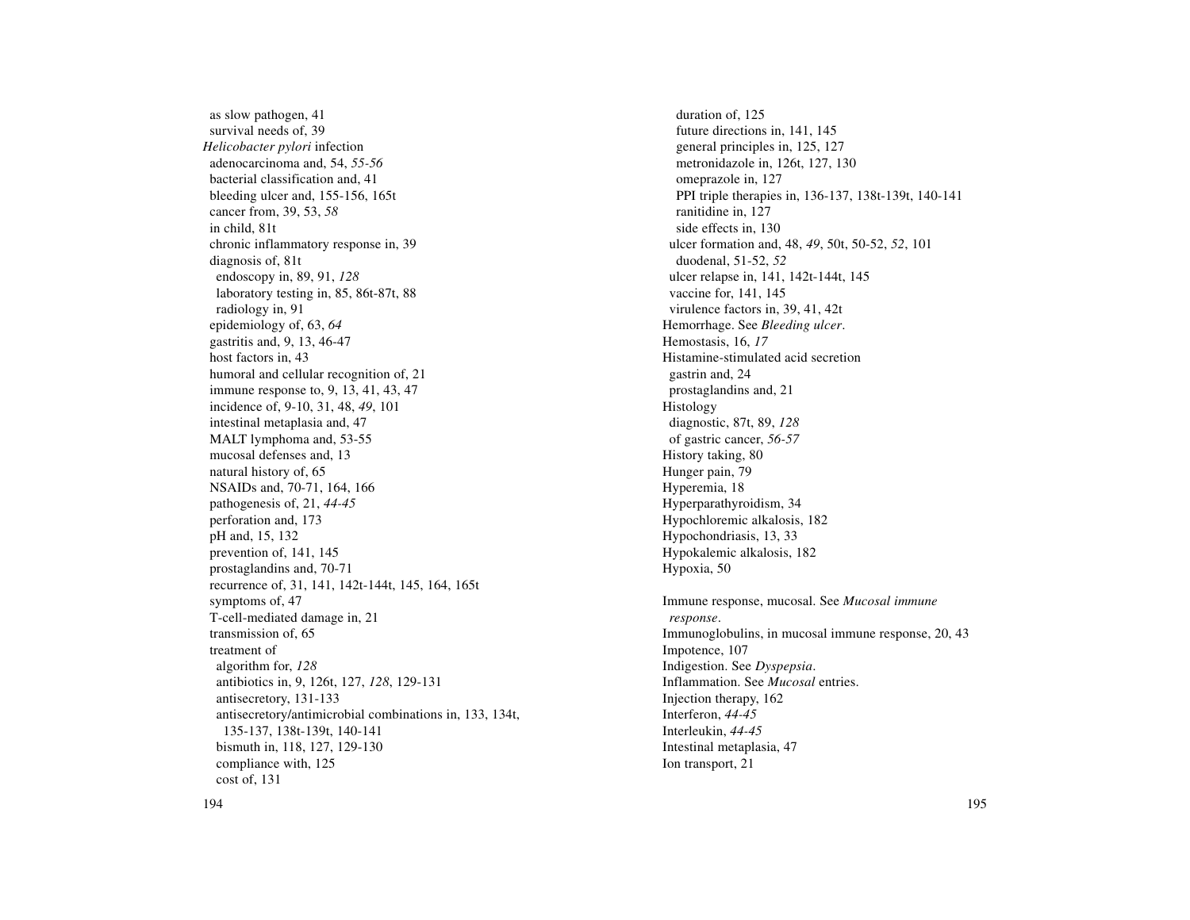as slow pathogen, 41
survival needs of, 39

*Helicobacter pylori* infection
adenocarcinoma and, 54, *55-56*
bacterial classification and, 41
bleeding ulcer and, 155-156, 165t
cancer from, 39, 53, *58*
in child, 81t
chronic inflammatory response in, 39
diagnosis of, 81t
endoscopy in, 89, 91, *128*
laboratory testing in, 85, 86t-87t, 88
radiology in, 91
epidemiology of, 63, *64*
gastritis and, 9, 13, 46-47
host factors in, 43
humoral and cellular recognition of, 21
immune response to, 9, 13, 41, 43, 47
incidence of, 9-10, 31, 48, *49*, 101
intestinal metaplasia and, 47
MALT lymphoma and, 53-55
mucosal defenses and, 13
natural history of, 65
NSAIDs and, 70-71, 164, 166
pathogenesis of, 21, *44-45*
perforation and, 173
pH and, 15, 132
prevention of, 141, 145
prostaglandins and, 70-71
recurrence of, 31, 141, 142t-144t, 145, 164, 165t
symptoms of, 47
T-cell-mediated damage in, 21
transmission of, 65
treatment of
algorithm for, *128*
antibiotics in, 9, 126t, 127, *128*, 129-131
antisecretory, 131-133
antisecretory/antimicrobial combinations in, 133, 134t, 135-137, 138t-139t, 140-141
bismuth in, 118, 127, 129-130
compliance with, 125
cost of, 131
duration of, 125
future directions in, 141, 145
general principles in, 125, 127
metronidazole in, 126t, 127, 130
omeprazole in, 127
PPI triple therapies in, 136-137, 138t-139t, 140-141
ranitidine in, 127
side effects in, 130
ulcer formation and, 48, *49*, 50t, 50-52, *52*, 101
duodenal, 51-52, *52*
ulcer relapse in, 141, 142t-144t, 145
vaccine for, 141, 145
virulence factors in, 39, 41, 42t

Hemorrhage. See *Bleeding ulcer*.
Hemostasis, 16, *17*
Histamine-stimulated acid secretion
gastrin and, 24
prostaglandins and, 21
Histology
diagnostic, 87t, 89, *128*
of gastric cancer, *56-57*
History taking, 80
Hunger pain, 79
Hyperemia, 18
Hyperparathyroidism, 34
Hypochloremic alkalosis, 182
Hypochondriasis, 13, 33
Hypokalemic alkalosis, 182
Hypoxia, 50

Immune response, mucosal. See *Mucosal immune response*.
Immunoglobulins, in mucosal immune response, 20, 43
Impotence, 107
Indigestion. See *Dyspepsia*.
Inflammation. See *Mucosal* entries.
Injection therapy, 162
Interferon, *44-45*
Interleukin, *44-45*
Intestinal metaplasia, 47
Ion transport, 21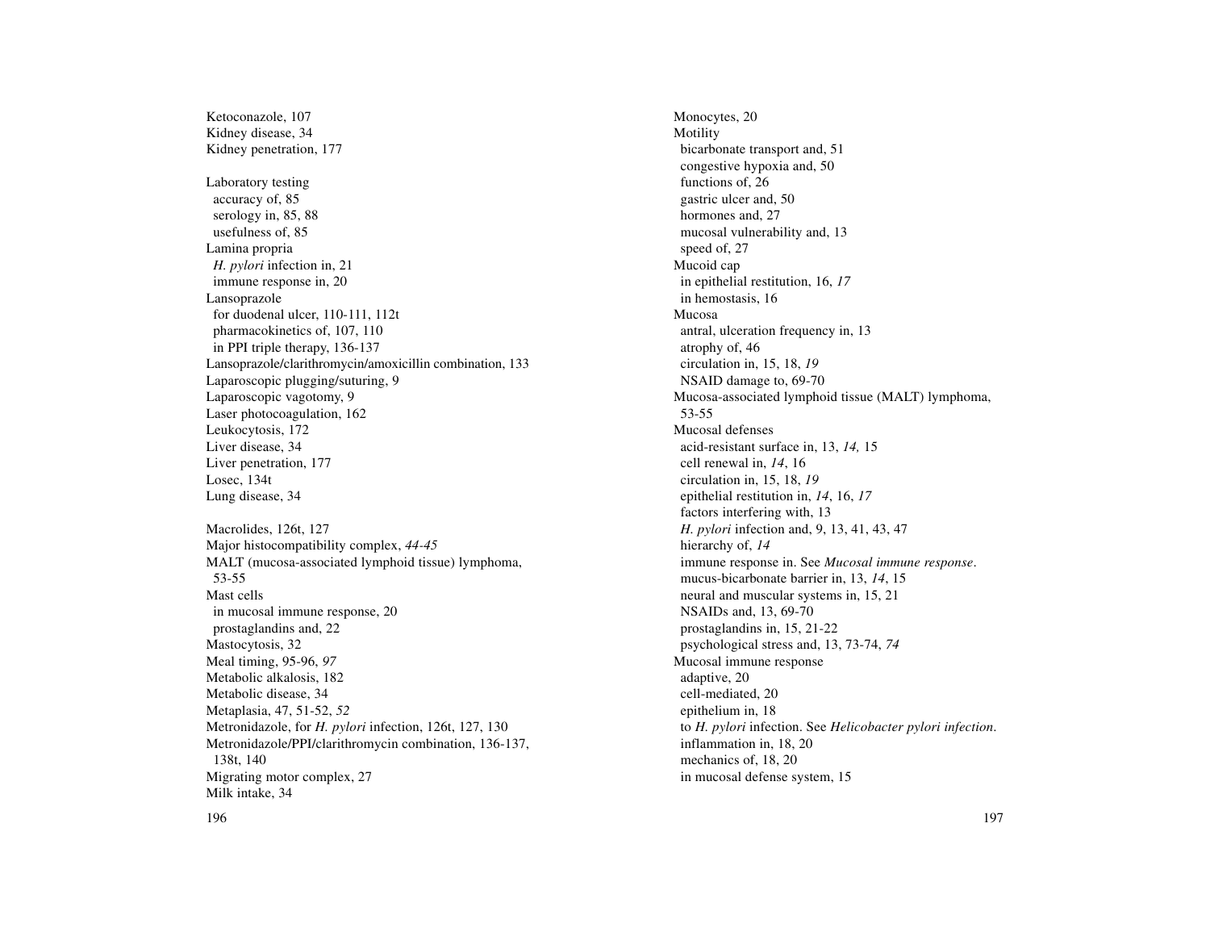Ketoconazole, 107
Kidney disease, 34
Kidney penetration, 177

Laboratory testing
 accuracy of, 85
 serology in, 85, 88
 usefulness of, 85
Lamina propria
 *H. pylori* infection in, 21
 immune response in, 20
Lansoprazole
 for duodenal ulcer, 110-111, 112t
 pharmacokinetics of, 107, 110
 in PPI triple therapy, 136-137
Lansoprazole/clarithromycin/amoxicillin combination, 133
Laparoscopic plugging/suturing, 9
Laparoscopic vagotomy, 9
Laser photocoagulation, 162
Leukocytosis, 172
Liver disease, 34
Liver penetration, 177
Losec, 134t
Lung disease, 34

Macrolides, 126t, 127
Major histocompatibility complex, *44-45*
MALT (mucosa-associated lymphoid tissue) lymphoma, 53-55
Mast cells
 in mucosal immune response, 20
 prostaglandins and, 22
Mastocytosis, 32
Meal timing, 95-96, *97*
Metabolic alkalosis, 182
Metabolic disease, 34
Metaplasia, 47, 51-52, *52*
Metronidazole, for *H. pylori* infection, 126t, 127, 130
Metronidazole/PPI/clarithromycin combination, 136-137, 138t, 140
Migrating motor complex, 27
Milk intake, 34

Monocytes, 20
Motility
 bicarbonate transport and, 51
 congestive hypoxia and, 50
 functions of, 26
 gastric ulcer and, 50
 hormones and, 27
 mucosal vulnerability and, 13
 speed of, 27
Mucoid cap
 in epithelial restitution, 16, *17*
 in hemostasis, 16
Mucosa
 antral, ulceration frequency in, 13
 atrophy of, 46
 circulation in, 15, 18, *19*
 NSAID damage to, 69-70
Mucosa-associated lymphoid tissue (MALT) lymphoma, 53-55
Mucosal defenses
 acid-resistant surface in, 13, *14,* 15
 cell renewal in, *14*, 16
 circulation in, 15, 18, *19*
 epithelial restitution in, *14*, 16, *17*
 factors interfering with, 13
 *H. pylori* infection and, 9, 13, 41, 43, 47
 hierarchy of, *14*
 immune response in. See *Mucosal immune response*.
 mucus-bicarbonate barrier in, 13, *14*, 15
 neural and muscular systems in, 15, 21
 NSAIDs and, 13, 69-70
 prostaglandins in, 15, 21-22
 psychological stress and, 13, 73-74, *74*
Mucosal immune response
 adaptive, 20
 cell-mediated, 20
 epithelium in, 18
 to *H. pylori* infection. See *Helicobacter pylori infection*.
 inflammation in, 18, 20
 mechanics of, 18, 20
 in mucosal defense system, 15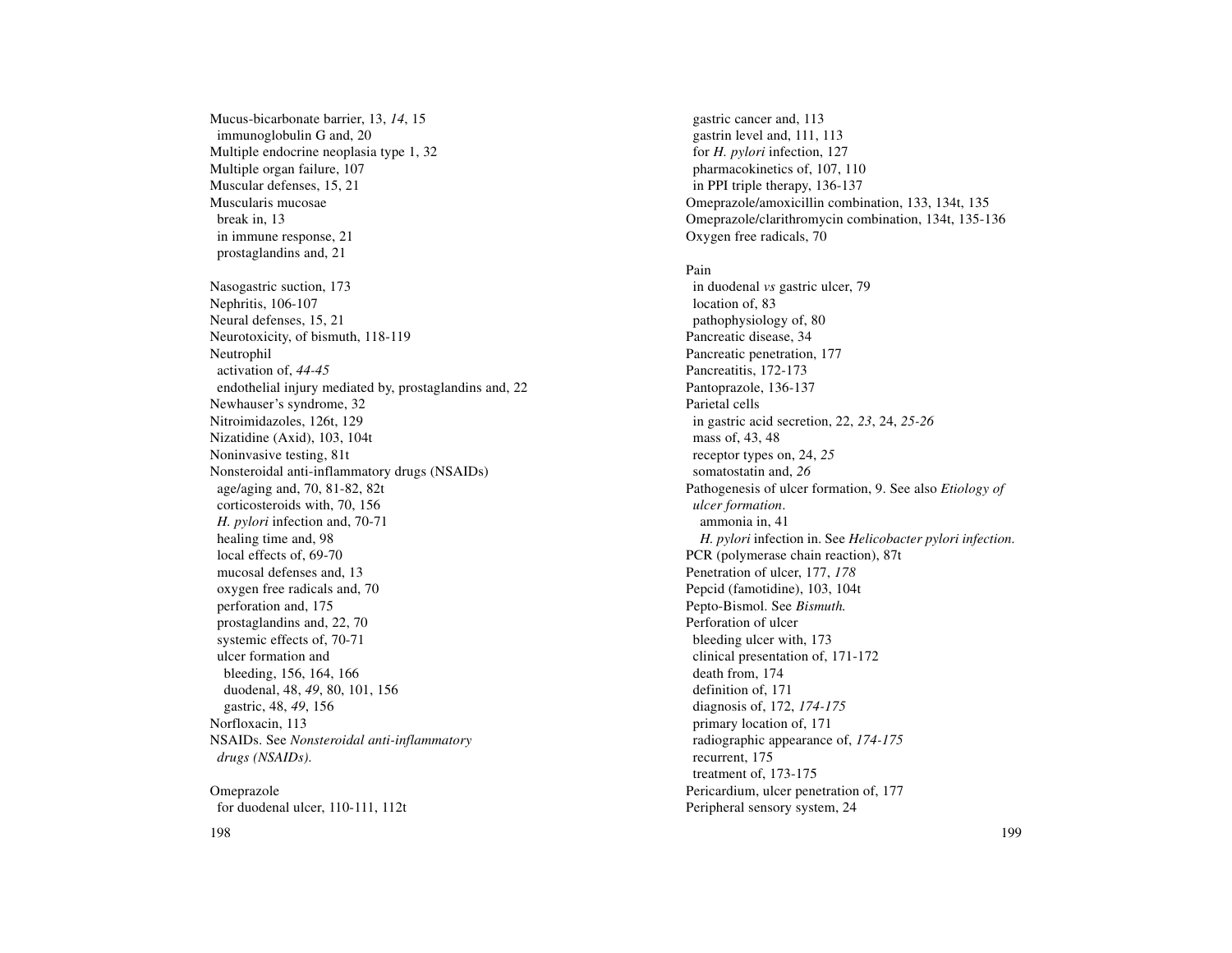Mucus-bicarbonate barrier, 13, *14*, 15
  immunoglobulin G and, 20
Multiple endocrine neoplasia type 1, 32
Multiple organ failure, 107
Muscular defenses, 15, 21
Muscularis mucosae
  break in, 13
  in immune response, 21
  prostaglandins and, 21

Nasogastric suction, 173
Nephritis, 106-107
Neural defenses, 15, 21
Neurotoxicity, of bismuth, 118-119
Neutrophil
  activation of, *44-45*
  endothelial injury mediated by, prostaglandins and, 22
Newhauser's syndrome, 32
Nitroimidazoles, 126t, 129
Nizatidine (Axid), 103, 104t
Noninvasive testing, 81t
Nonsteroidal anti-inflammatory drugs (NSAIDs)
  age/aging and, 70, 81-82, 82t
  corticosteroids with, 70, 156
  *H. pylori* infection and, 70-71
  healing time and, 98
  local effects of, 69-70
  mucosal defenses and, 13
  oxygen free radicals and, 70
  perforation and, 175
  prostaglandins and, 22, 70
  systemic effects of, 70-71
  ulcer formation and
    bleeding, 156, 164, 166
    duodenal, 48, *49*, 80, 101, 156
    gastric, 48, *49*, 156
Norfloxacin, 113
NSAIDs. See *Nonsteroidal anti-inflammatory drugs (NSAIDs).*

Omeprazole
  for duodenal ulcer, 110-111, 112t
  gastric cancer and, 113
  gastrin level and, 111, 113
  for *H. pylori* infection, 127
  pharmacokinetics of, 107, 110
  in PPI triple therapy, 136-137
Omeprazole/amoxicillin combination, 133, 134t, 135
Omeprazole/clarithromycin combination, 134t, 135-136
Oxygen free radicals, 70

Pain
  in duodenal *vs* gastric ulcer, 79
  location of, 83
  pathophysiology of, 80
Pancreatic disease, 34
Pancreatic penetration, 177
Pancreatitis, 172-173
Pantoprazole, 136-137
Parietal cells
  in gastric acid secretion, 22, *23*, 24, *25-26*
  mass of, 43, 48
  receptor types on, 24, *25*
  somatostatin and, *26*
Pathogenesis of ulcer formation, 9. See also *Etiology of ulcer formation*.
    ammonia in, 41
    *H. pylori* infection in. See *Helicobacter pylori infection*.
PCR (polymerase chain reaction), 87t
Penetration of ulcer, 177, *178*
Pepcid (famotidine), 103, 104t
Pepto-Bismol. See *Bismuth.*
Perforation of ulcer
  bleeding ulcer with, 173
  clinical presentation of, 171-172
  death from, 174
  definition of, 171
  diagnosis of, 172, *174-175*
  primary location of, 171
  radiographic appearance of, *174-175*
  recurrent, 175
  treatment of, 173-175
Pericardium, ulcer penetration of, 177
Peripheral sensory system, 24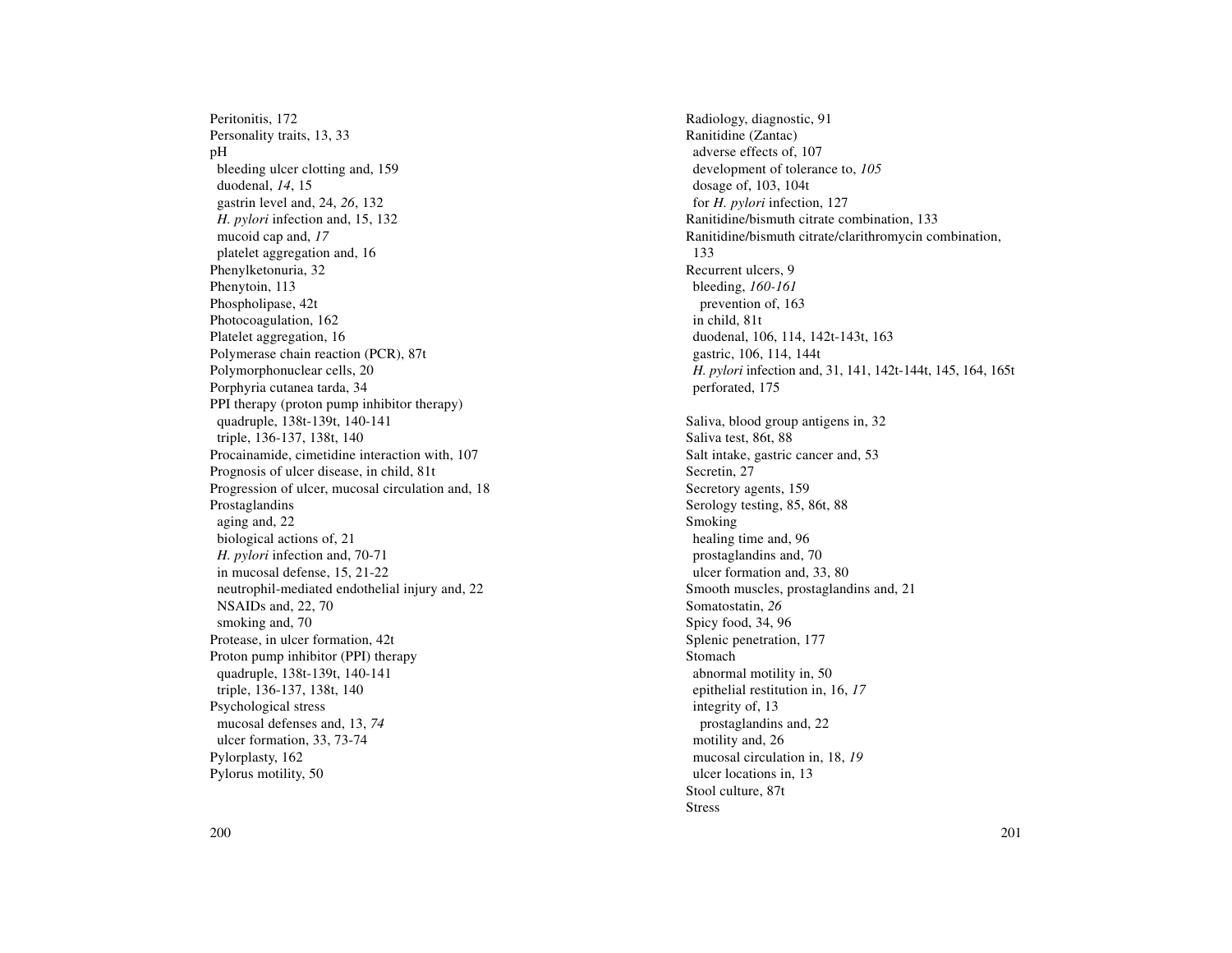Peritonitis, 172
Personality traits, 13, 33
pH
  bleeding ulcer clotting and, 159
  duodenal, *14*, 15
  gastrin level and, 24, *26*, 132
  *H. pylori* infection and, 15, 132
  mucoid cap and, *17*
  platelet aggregation and, 16
Phenylketonuria, 32
Phenytoin, 113
Phospholipase, 42t
Photocoagulation, 162
Platelet aggregation, 16
Polymerase chain reaction (PCR), 87t
Polymorphonuclear cells, 20
Porphyria cutanea tarda, 34
PPI therapy (proton pump inhibitor therapy)
  quadruple, 138t-139t, 140-141
  triple, 136-137, 138t, 140
Procainamide, cimetidine interaction with, 107
Prognosis of ulcer disease, in child, 81t
Progression of ulcer, mucosal circulation and, 18
Prostaglandins
  aging and, 22
  biological actions of, 21
  *H. pylori* infection and, 70-71
  in mucosal defense, 15, 21-22
  neutrophil-mediated endothelial injury and, 22
  NSAIDs and, 22, 70
  smoking and, 70
Protease, in ulcer formation, 42t
Proton pump inhibitor (PPI) therapy
  quadruple, 138t-139t, 140-141
  triple, 136-137, 138t, 140
Psychological stress
  mucosal defenses and, 13, *74*
  ulcer formation, 33, 73-74
Pylorplasty, 162
Pylorus motility, 50

Radiology, diagnostic, 91
Ranitidine (Zantac)
  adverse effects of, 107
  development of tolerance to, *105*
  dosage of, 103, 104t
  for *H. pylori* infection, 127
Ranitidine/bismuth citrate combination, 133
Ranitidine/bismuth citrate/clarithromycin combination, 133
Recurrent ulcers, 9
  bleeding, *160-161*
    prevention of, 163
  in child, 81t
  duodenal, 106, 114, 142t-143t, 163
  gastric, 106, 114, 144t
  *H. pylori* infection and, 31, 141, 142t-144t, 145, 164, 165t
  perforated, 175

Saliva, blood group antigens in, 32
Saliva test, 86t, 88
Salt intake, gastric cancer and, 53
Secretin, 27
Secretory agents, 159
Serology testing, 85, 86t, 88
Smoking
  healing time and, 96
  prostaglandins and, 70
  ulcer formation and, 33, 80
Smooth muscles, prostaglandins and, 21
Somatostatin, *26*
Spicy food, 34, 96
Splenic penetration, 177
Stomach
  abnormal motility in, 50
  epithelial restitution in, 16, *17*
  integrity of, 13
    prostaglandins and, 22
  motility and, 26
  mucosal circulation in, 18, *19*
  ulcer locations in, 13
Stool culture, 87t
Stress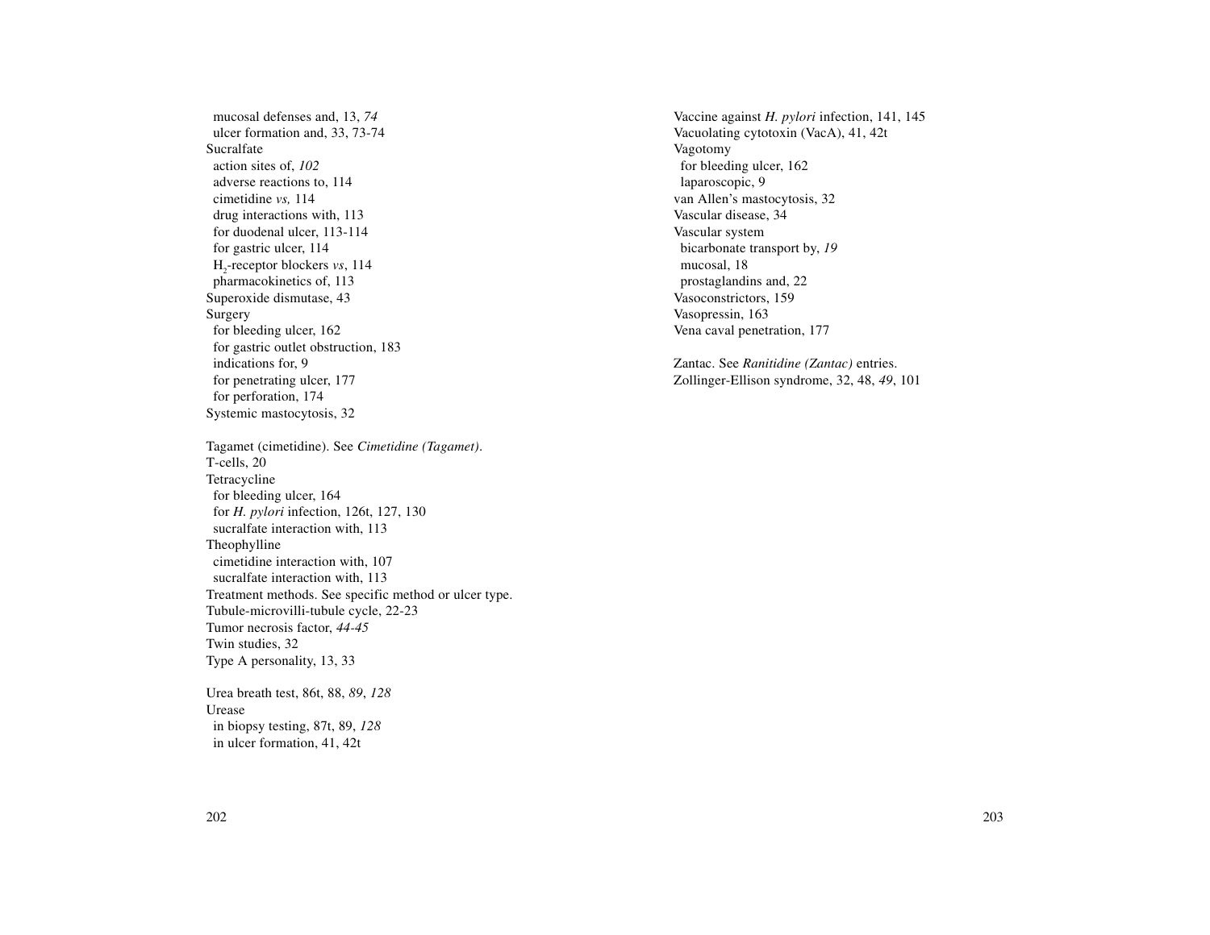mucosal defenses and, 13, *74*
ulcer formation and, 33, 73-74
Sucralfate
action sites of, *102*
adverse reactions to, 114
cimetidine *vs,* 114
drug interactions with, 113
for duodenal ulcer, 113-114
for gastric ulcer, 114
$H_2$-receptor blockers *vs*, 114
pharmacokinetics of, 113
Superoxide dismutase, 43
Surgery
for bleeding ulcer, 162
for gastric outlet obstruction, 183
indications for, 9
for penetrating ulcer, 177
for perforation, 174
Systemic mastocytosis, 32

Tagamet (cimetidine). See *Cimetidine (Tagamet).*
T-cells, 20
Tetracycline
for bleeding ulcer, 164
for *H. pylori* infection, 126t, 127, 130
sucralfate interaction with, 113
Theophylline
cimetidine interaction with, 107
sucralfate interaction with, 113
Treatment methods. See specific method or ulcer type.
Tubule-microvilli-tubule cycle, 22-23
Tumor necrosis factor, *44-45*
Twin studies, 32
Type A personality, 13, 33

Urea breath test, 86t, 88, *89*, *128*
Urease
in biopsy testing, 87t, 89, *128*
in ulcer formation, 41, 42t

Vaccine against *H. pylori* infection, 141, 145
Vacuolating cytotoxin (VacA), 41, 42t
Vagotomy
for bleeding ulcer, 162
laparoscopic, 9
van Allen's mastocytosis, 32
Vascular disease, 34
Vascular system
bicarbonate transport by, *19*
mucosal, 18
prostaglandins and, 22
Vasoconstrictors, 159
Vasopressin, 163
Vena caval penetration, 177

Zantac. See *Ranitidine (Zantac)* entries.
Zollinger-Ellison syndrome, 32, 48, *49*, 101